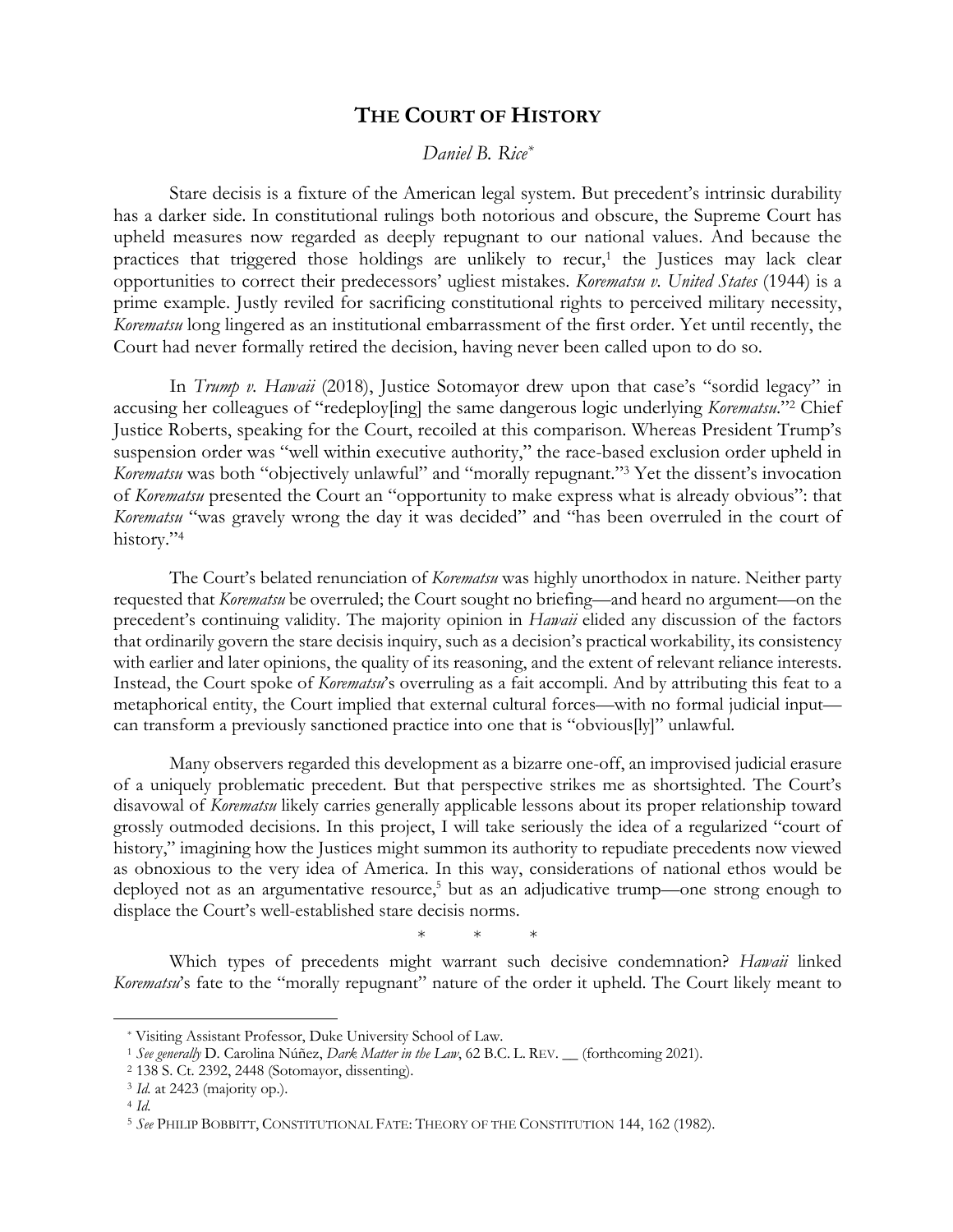# THE COURT OF HISTORY

*Daniel B. Rice*[*]

Stare decisis is a fixture of the American legal system. But precedent's intrinsic durability has a darker side. In constitutional rulings both notorious and obscure, the Supreme Court has upheld measures now regarded as deeply repugnant to our national values. And because the practices that triggered those holdings are unlikely to recur,[1] the Justices may lack clear opportunities to correct their predecessors' ugliest mistakes. *Korematsu v. United States* (1944) is a prime example. Justly reviled for sacrificing constitutional rights to perceived military necessity, *Korematsu* long lingered as an institutional embarrassment of the first order. Yet until recently, the Court had never formally retired the decision, having never been called upon to do so.

In *Trump v. Hawaii* (2018), Justice Sotomayor drew upon that case's "sordid legacy" in accusing her colleagues of "redeploy[ing] the same dangerous logic underlying *Korematsu*."[2] Chief Justice Roberts, speaking for the Court, recoiled at this comparison. Whereas President Trump's suspension order was "well within executive authority," the race-based exclusion order upheld in *Korematsu* was both "objectively unlawful" and "morally repugnant."[3] Yet the dissent's invocation of *Korematsu* presented the Court an "opportunity to make express what is already obvious": that *Korematsu* "was gravely wrong the day it was decided" and "has been overruled in the court of history."[4]

The Court's belated renunciation of *Korematsu* was highly unorthodox in nature. Neither party requested that *Korematsu* be overruled; the Court sought no briefing—and heard no argument—on the precedent's continuing validity. The majority opinion in *Hawaii* elided any discussion of the factors that ordinarily govern the stare decisis inquiry, such as a decision's practical workability, its consistency with earlier and later opinions, the quality of its reasoning, and the extent of relevant reliance interests. Instead, the Court spoke of *Korematsu*'s overruling as a fait accompli. And by attributing this feat to a metaphorical entity, the Court implied that external cultural forces—with no formal judicial input—can transform a previously sanctioned practice into one that is "obvious[ly]" unlawful.

Many observers regarded this development as a bizarre one-off, an improvised judicial erasure of a uniquely problematic precedent. But that perspective strikes me as shortsighted. The Court's disavowal of *Korematsu* likely carries generally applicable lessons about its proper relationship toward grossly outmoded decisions. In this project, I will take seriously the idea of a regularized "court of history," imagining how the Justices might summon its authority to repudiate precedents now viewed as obnoxious to the very idea of America. In this way, considerations of national ethos would be deployed not as an argumentative resource,[5] but as an adjudicative trump—one strong enough to displace the Court's well-established stare decisis norms.

\* \* \*

Which types of precedents might warrant such decisive condemnation? *Hawaii* linked *Korematsu*'s fate to the "morally repugnant" nature of the order it upheld. The Court likely meant to

---

[*] Visiting Assistant Professor, Duke University School of Law.

[1] *See generally* D. Carolina Núñez, *Dark Matter in the Law*, 62 B.C. L. REV. __ (forthcoming 2021).

[2] 138 S. Ct. 2392, 2448 (Sotomayor, dissenting).

[3] *Id.* at 2423 (majority op.).

[4] *Id.*

[5] *See* PHILIP BOBBITT, CONSTITUTIONAL FATE: THEORY OF THE CONSTITUTION 144, 162 (1982).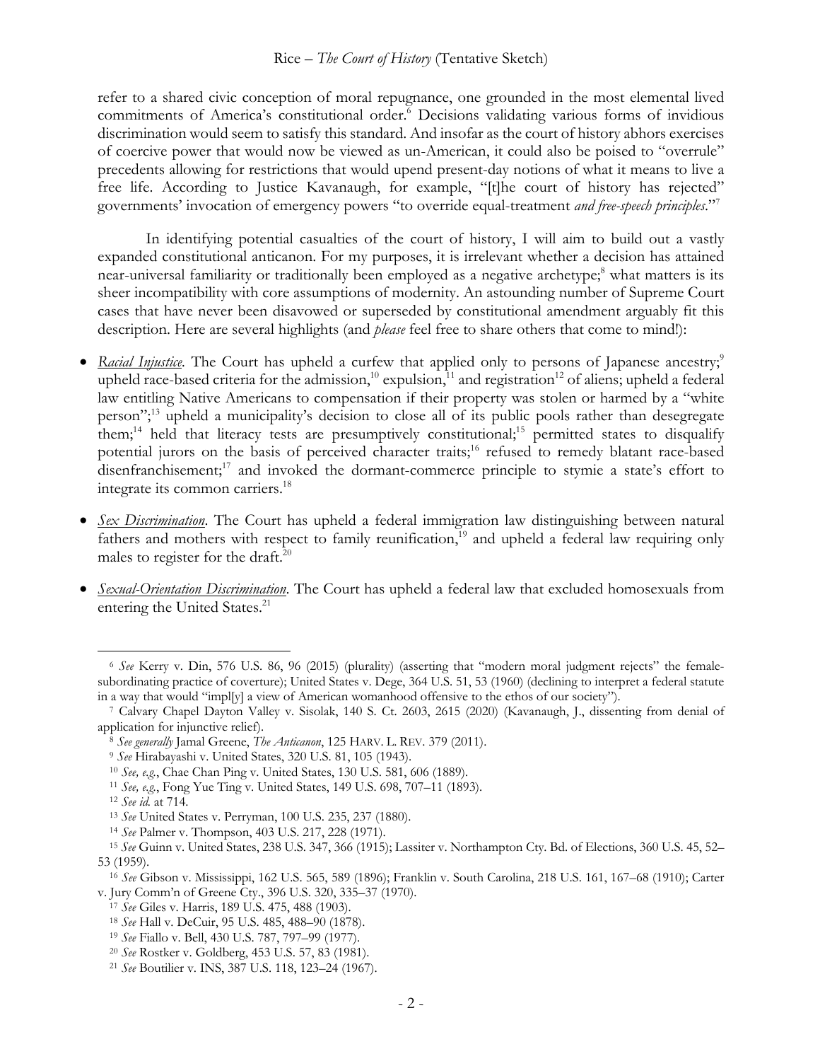refer to a shared civic conception of moral repugnance, one grounded in the most elemental lived commitments of America's constitutional order.[6] Decisions validating various forms of invidious discrimination would seem to satisfy this standard. And insofar as the court of history abhors exercises of coercive power that would now be viewed as un-American, it could also be poised to "overrule" precedents allowing for restrictions that would upend present-day notions of what it means to live a free life. According to Justice Kavanaugh, for example, "[t]he court of history has rejected" governments' invocation of emergency powers "to override equal-treatment *and free-speech principles*."[7]

In identifying potential casualties of the court of history, I will aim to build out a vastly expanded constitutional anticanon. For my purposes, it is irrelevant whether a decision has attained near-universal familiarity or traditionally been employed as a negative archetype;[8] what matters is its sheer incompatibility with core assumptions of modernity. An astounding number of Supreme Court cases that have never been disavowed or superseded by constitutional amendment arguably fit this description. Here are several highlights (and *please* feel free to share others that come to mind!):

- ***Racial Injustice***. The Court has upheld a curfew that applied only to persons of Japanese ancestry;[9] upheld race-based criteria for the admission,[10] expulsion,[11] and registration[12] of aliens; upheld a federal law entitling Native Americans to compensation if their property was stolen or harmed by a "white person";[13] upheld a municipality's decision to close all of its public pools rather than desegregate them;[14] held that literacy tests are presumptively constitutional;[15] permitted states to disqualify potential jurors on the basis of perceived character traits;[16] refused to remedy blatant race-based disenfranchisement;[17] and invoked the dormant-commerce principle to stymie a state's effort to integrate its common carriers.[18]

- ***Sex Discrimination***. The Court has upheld a federal immigration law distinguishing between natural fathers and mothers with respect to family reunification,[19] and upheld a federal law requiring only males to register for the draft.[20]

- ***Sexual-Orientation Discrimination***. The Court has upheld a federal law that excluded homosexuals from entering the United States.[21]

---

[6] *See* Kerry v. Din, 576 U.S. 86, 96 (2015) (plurality) (asserting that "modern moral judgment rejects" the female-subordinating practice of coverture); United States v. Dege, 364 U.S. 51, 53 (1960) (declining to interpret a federal statute in a way that would "impl[y] a view of American womanhood offensive to the ethos of our society").

[7] Calvary Chapel Dayton Valley v. Sisolak, 140 S. Ct. 2603, 2615 (2020) (Kavanaugh, J., dissenting from denial of application for injunctive relief).

[8] *See generally* Jamal Greene, *The Anticanon*, 125 HARV. L. REV. 379 (2011).

[9] *See* Hirabayashi v. United States, 320 U.S. 81, 105 (1943).

[10] *See, e.g.*, Chae Chan Ping v. United States, 130 U.S. 581, 606 (1889).

[11] *See, e.g.*, Fong Yue Ting v. United States, 149 U.S. 698, 707–11 (1893).

[12] *See id.* at 714.

[13] *See* United States v. Perryman, 100 U.S. 235, 237 (1880).

[14] *See* Palmer v. Thompson, 403 U.S. 217, 228 (1971).

[15] *See* Guinn v. United States, 238 U.S. 347, 366 (1915); Lassiter v. Northampton Cty. Bd. of Elections, 360 U.S. 45, 52–53 (1959).

[16] *See* Gibson v. Mississippi, 162 U.S. 565, 589 (1896); Franklin v. South Carolina, 218 U.S. 161, 167–68 (1910); Carter v. Jury Comm'n of Greene Cty., 396 U.S. 320, 335–37 (1970).

[17] *See* Giles v. Harris, 189 U.S. 475, 488 (1903).

[18] *See* Hall v. DeCuir, 95 U.S. 485, 488–90 (1878).

[19] *See* Fiallo v. Bell, 430 U.S. 787, 797–99 (1977).

[20] *See* Rostker v. Goldberg, 453 U.S. 57, 83 (1981).

[21] *See* Boutilier v. INS, 387 U.S. 118, 123–24 (1967).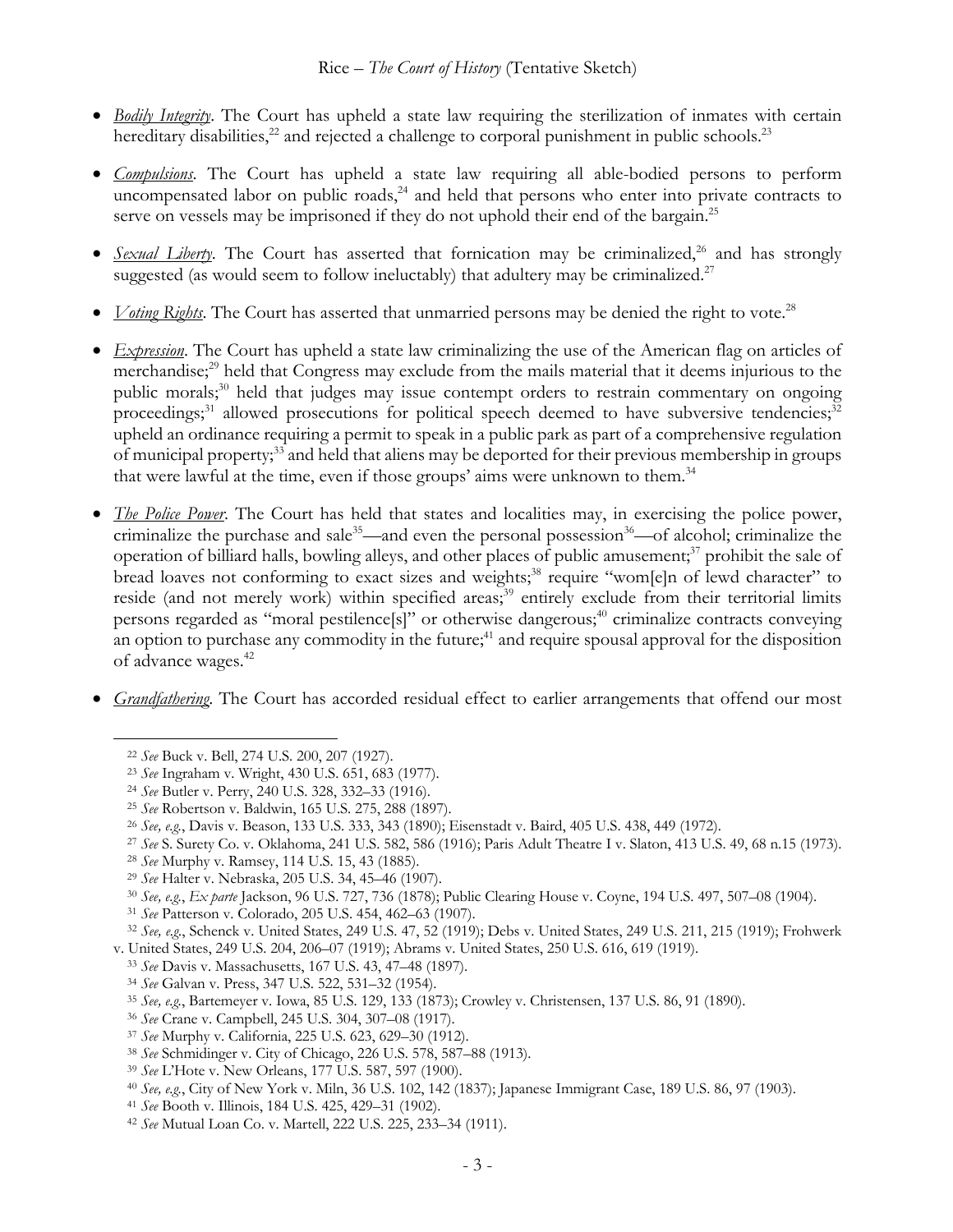- ***Bodily Integrity***. The Court has upheld a state law requiring the sterilization of inmates with certain hereditary disabilities,[22] and rejected a challenge to corporal punishment in public schools.[23]

- ***Compulsions***. The Court has upheld a state law requiring all able-bodied persons to perform uncompensated labor on public roads,[24] and held that persons who enter into private contracts to serve on vessels may be imprisoned if they do not uphold their end of the bargain.[25]

- ***Sexual Liberty***. The Court has asserted that fornication may be criminalized,[26] and has strongly suggested (as would seem to follow ineluctably) that adultery may be criminalized.[27]

- ***Voting Rights***. The Court has asserted that unmarried persons may be denied the right to vote.[28]

- ***Expression***. The Court has upheld a state law criminalizing the use of the American flag on articles of merchandise;[29] held that Congress may exclude from the mails material that it deems injurious to the public morals;[30] held that judges may issue contempt orders to restrain commentary on ongoing proceedings;[31] allowed prosecutions for political speech deemed to have subversive tendencies;[32] upheld an ordinance requiring a permit to speak in a public park as part of a comprehensive regulation of municipal property;[33] and held that aliens may be deported for their previous membership in groups that were lawful at the time, even if those groups' aims were unknown to them.[34]

- ***The Police Power***. The Court has held that states and localities may, in exercising the police power, criminalize the purchase and sale[35]—and even the personal possession[36]—of alcohol; criminalize the operation of billiard halls, bowling alleys, and other places of public amusement;[37] prohibit the sale of bread loaves not conforming to exact sizes and weights;[38] require "wom[e]n of lewd character" to reside (and not merely work) within specified areas;[39] entirely exclude from their territorial limits persons regarded as "moral pestilence[s]" or otherwise dangerous;[40] criminalize contracts conveying an option to purchase any commodity in the future;[41] and require spousal approval for the disposition of advance wages.[42]

- ***Grandfathering***. The Court has accorded residual effect to earlier arrangements that offend our most

---

[22] *See* Buck v. Bell, 274 U.S. 200, 207 (1927).

[23] *See* Ingraham v. Wright, 430 U.S. 651, 683 (1977).

[24] *See* Butler v. Perry, 240 U.S. 328, 332–33 (1916).

[25] *See* Robertson v. Baldwin, 165 U.S. 275, 288 (1897).

[26] *See, e.g.*, Davis v. Beason, 133 U.S. 333, 343 (1890); Eisenstadt v. Baird, 405 U.S. 438, 449 (1972).

[27] *See* S. Surety Co. v. Oklahoma, 241 U.S. 582, 586 (1916); Paris Adult Theatre I v. Slaton, 413 U.S. 49, 68 n.15 (1973).

[28] *See* Murphy v. Ramsey, 114 U.S. 15, 43 (1885).

[29] *See* Halter v. Nebraska, 205 U.S. 34, 45–46 (1907).

[30] *See, e.g.*, *Ex parte* Jackson, 96 U.S. 727, 736 (1878); Public Clearing House v. Coyne, 194 U.S. 497, 507–08 (1904).

[31] *See* Patterson v. Colorado, 205 U.S. 454, 462–63 (1907).

[32] *See, e.g.*, Schenck v. United States, 249 U.S. 47, 52 (1919); Debs v. United States, 249 U.S. 211, 215 (1919); Frohwerk v. United States, 249 U.S. 204, 206–07 (1919); Abrams v. United States, 250 U.S. 616, 619 (1919).

[33] *See* Davis v. Massachusetts, 167 U.S. 43, 47–48 (1897).

[34] *See* Galvan v. Press, 347 U.S. 522, 531–32 (1954).

[35] *See, e.g.*, Bartemeyer v. Iowa, 85 U.S. 129, 133 (1873); Crowley v. Christensen, 137 U.S. 86, 91 (1890).

[36] *See* Crane v. Campbell, 245 U.S. 304, 307–08 (1917).

[37] *See* Murphy v. California, 225 U.S. 623, 629–30 (1912).

[38] *See* Schmidinger v. City of Chicago, 226 U.S. 578, 587–88 (1913).

[39] *See* L'Hote v. New Orleans, 177 U.S. 587, 597 (1900).

[40] *See, e.g.*, City of New York v. Miln, 36 U.S. 102, 142 (1837); Japanese Immigrant Case, 189 U.S. 86, 97 (1903).

[41] *See* Booth v. Illinois, 184 U.S. 425, 429–31 (1902).

[42] *See* Mutual Loan Co. v. Martell, 222 U.S. 225, 233–34 (1911).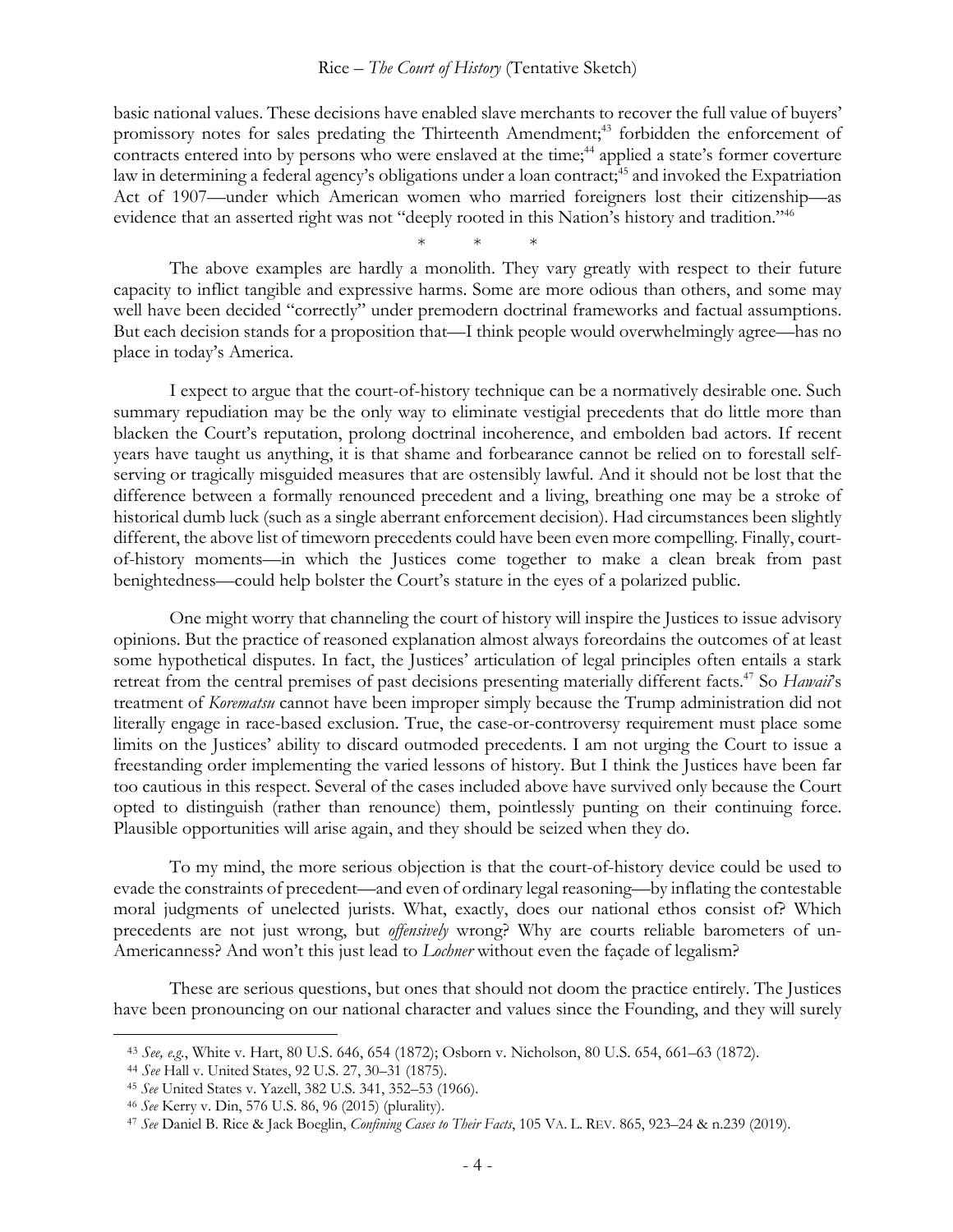basic national values. These decisions have enabled slave merchants to recover the full value of buyers' promissory notes for sales predating the Thirteenth Amendment;[43] forbidden the enforcement of contracts entered into by persons who were enslaved at the time;[44] applied a state's former coverture law in determining a federal agency's obligations under a loan contract;[45] and invoked the Expatriation Act of 1907—under which American women who married foreigners lost their citizenship—as evidence that an asserted right was not "deeply rooted in this Nation's history and tradition."[46]

\* \* \*

The above examples are hardly a monolith. They vary greatly with respect to their future capacity to inflict tangible and expressive harms. Some are more odious than others, and some may well have been decided "correctly" under premodern doctrinal frameworks and factual assumptions. But each decision stands for a proposition that—I think people would overwhelmingly agree—has no place in today's America.

I expect to argue that the court-of-history technique can be a normatively desirable one. Such summary repudiation may be the only way to eliminate vestigial precedents that do little more than blacken the Court's reputation, prolong doctrinal incoherence, and embolden bad actors. If recent years have taught us anything, it is that shame and forbearance cannot be relied on to forestall self-serving or tragically misguided measures that are ostensibly lawful. And it should not be lost that the difference between a formally renounced precedent and a living, breathing one may be a stroke of historical dumb luck (such as a single aberrant enforcement decision). Had circumstances been slightly different, the above list of timeworn precedents could have been even more compelling. Finally, court-of-history moments—in which the Justices come together to make a clean break from past benightedness—could help bolster the Court's stature in the eyes of a polarized public.

One might worry that channeling the court of history will inspire the Justices to issue advisory opinions. But the practice of reasoned explanation almost always foreordains the outcomes of at least some hypothetical disputes. In fact, the Justices' articulation of legal principles often entails a stark retreat from the central premises of past decisions presenting materially different facts.[47] So *Hawaii*'s treatment of *Korematsu* cannot have been improper simply because the Trump administration did not literally engage in race-based exclusion. True, the case-or-controversy requirement must place some limits on the Justices' ability to discard outmoded precedents. I am not urging the Court to issue a freestanding order implementing the varied lessons of history. But I think the Justices have been far too cautious in this respect. Several of the cases included above have survived only because the Court opted to distinguish (rather than renounce) them, pointlessly punting on their continuing force. Plausible opportunities will arise again, and they should be seized when they do.

To my mind, the more serious objection is that the court-of-history device could be used to evade the constraints of precedent—and even of ordinary legal reasoning—by inflating the contestable moral judgments of unelected jurists. What, exactly, does our national ethos consist of? Which precedents are not just wrong, but *offensively* wrong? Why are courts reliable barometers of un-Americanness? And won't this just lead to *Lochner* without even the façade of legalism?

These are serious questions, but ones that should not doom the practice entirely. The Justices have been pronouncing on our national character and values since the Founding, and they will surely

---

[43] *See, e.g.*, White v. Hart, 80 U.S. 646, 654 (1872); Osborn v. Nicholson, 80 U.S. 654, 661–63 (1872).

[44] *See* Hall v. United States, 92 U.S. 27, 30–31 (1875).

[45] *See* United States v. Yazell, 382 U.S. 341, 352–53 (1966).

[46] *See* Kerry v. Din, 576 U.S. 86, 96 (2015) (plurality).

[47] *See* Daniel B. Rice & Jack Boeglin, *Confining Cases to Their Facts*, 105 VA. L. REV. 865, 923–24 & n.239 (2019).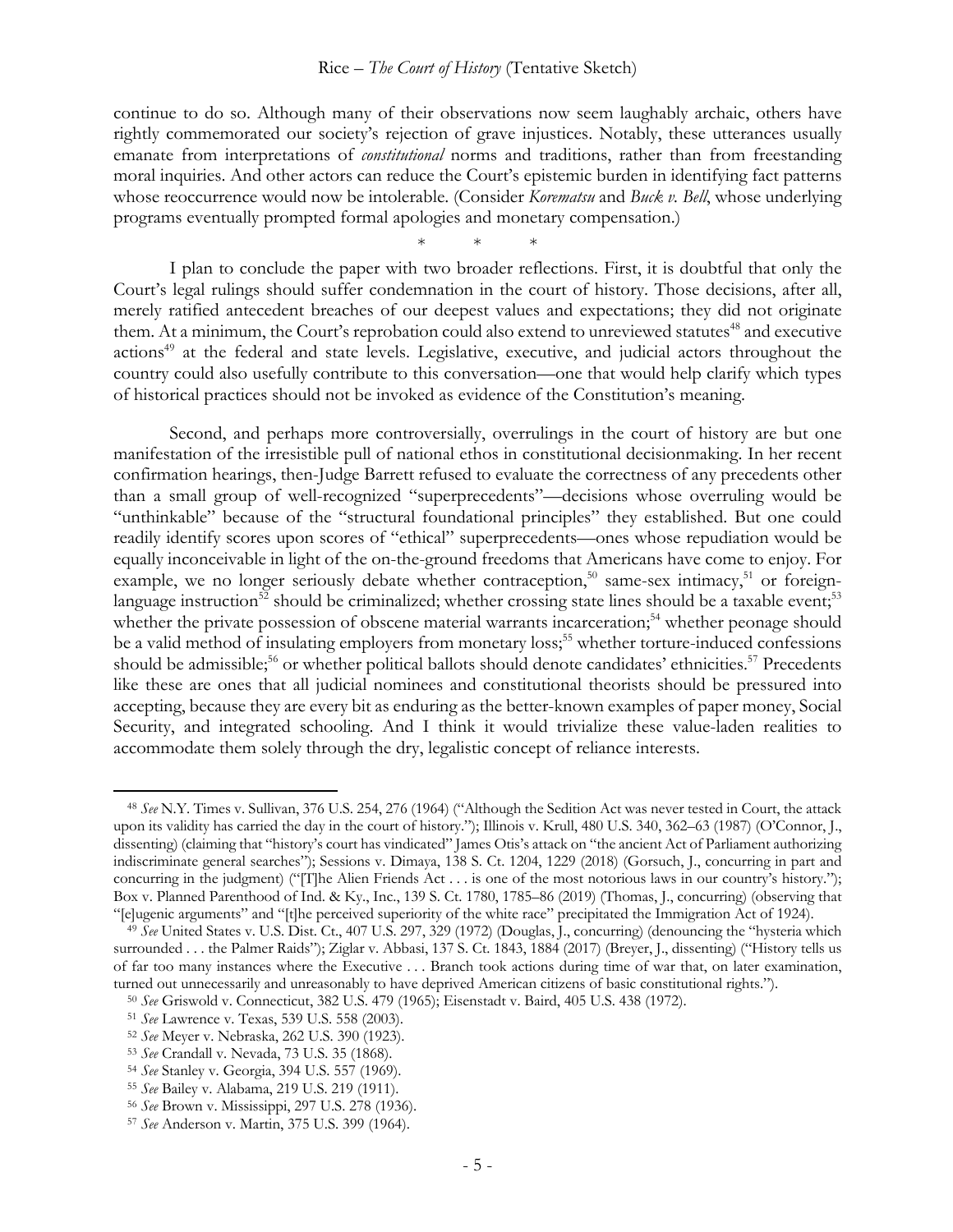continue to do so. Although many of their observations now seem laughably archaic, others have rightly commemorated our society's rejection of grave injustices. Notably, these utterances usually emanate from interpretations of *constitutional* norms and traditions, rather than from freestanding moral inquiries. And other actors can reduce the Court's epistemic burden in identifying fact patterns whose reoccurrence would now be intolerable. (Consider *Korematsu* and *Buck v. Bell*, whose underlying programs eventually prompted formal apologies and monetary compensation.)

\* \* \*

I plan to conclude the paper with two broader reflections. First, it is doubtful that only the Court's legal rulings should suffer condemnation in the court of history. Those decisions, after all, merely ratified antecedent breaches of our deepest values and expectations; they did not originate them. At a minimum, the Court's reprobation could also extend to unreviewed statutes[48] and executive actions[49] at the federal and state levels. Legislative, executive, and judicial actors throughout the country could also usefully contribute to this conversation—one that would help clarify which types of historical practices should not be invoked as evidence of the Constitution's meaning.

Second, and perhaps more controversially, overrulings in the court of history are but one manifestation of the irresistible pull of national ethos in constitutional decisionmaking. In her recent confirmation hearings, then-Judge Barrett refused to evaluate the correctness of any precedents other than a small group of well-recognized "superprecedents"—decisions whose overruling would be "unthinkable" because of the "structural foundational principles" they established. But one could readily identify scores upon scores of "ethical" superprecedents—ones whose repudiation would be equally inconceivable in light of the on-the-ground freedoms that Americans have come to enjoy. For example, we no longer seriously debate whether contraception,[50] same-sex intimacy,[51] or foreign-language instruction[52] should be criminalized; whether crossing state lines should be a taxable event;[53] whether the private possession of obscene material warrants incarceration;[54] whether peonage should be a valid method of insulating employers from monetary loss;[55] whether torture-induced confessions should be admissible;[56] or whether political ballots should denote candidates' ethnicities.[57] Precedents like these are ones that all judicial nominees and constitutional theorists should be pressured into accepting, because they are every bit as enduring as the better-known examples of paper money, Social Security, and integrated schooling. And I think it would trivialize these value-laden realities to accommodate them solely through the dry, legalistic concept of reliance interests.

---

[48] *See* N.Y. Times v. Sullivan, 376 U.S. 254, 276 (1964) ("Although the Sedition Act was never tested in Court, the attack upon its validity has carried the day in the court of history."); Illinois v. Krull, 480 U.S. 340, 362–63 (1987) (O'Connor, J., dissenting) (claiming that "history's court has vindicated" James Otis's attack on "the ancient Act of Parliament authorizing indiscriminate general searches"); Sessions v. Dimaya, 138 S. Ct. 1204, 1229 (2018) (Gorsuch, J., concurring in part and concurring in the judgment) ("[T]he Alien Friends Act . . . is one of the most notorious laws in our country's history."); Box v. Planned Parenthood of Ind. & Ky., Inc., 139 S. Ct. 1780, 1785–86 (2019) (Thomas, J., concurring) (observing that "[e]ugenic arguments" and "[t]he perceived superiority of the white race" precipitated the Immigration Act of 1924).

[49] *See* United States v. U.S. Dist. Ct., 407 U.S. 297, 329 (1972) (Douglas, J., concurring) (denouncing the "hysteria which surrounded . . . the Palmer Raids"); Ziglar v. Abbasi, 137 S. Ct. 1843, 1884 (2017) (Breyer, J., dissenting) ("History tells us of far too many instances where the Executive . . . Branch took actions during time of war that, on later examination, turned out unnecessarily and unreasonably to have deprived American citizens of basic constitutional rights.").

[50] *See* Griswold v. Connecticut, 382 U.S. 479 (1965); Eisenstadt v. Baird, 405 U.S. 438 (1972).

[51] *See* Lawrence v. Texas, 539 U.S. 558 (2003).

[52] *See* Meyer v. Nebraska, 262 U.S. 390 (1923).

[53] *See* Crandall v. Nevada, 73 U.S. 35 (1868).

[54] *See* Stanley v. Georgia, 394 U.S. 557 (1969).

[55] *See* Bailey v. Alabama, 219 U.S. 219 (1911).

[56] *See* Brown v. Mississippi, 297 U.S. 278 (1936).

[57] *See* Anderson v. Martin, 375 U.S. 399 (1964).